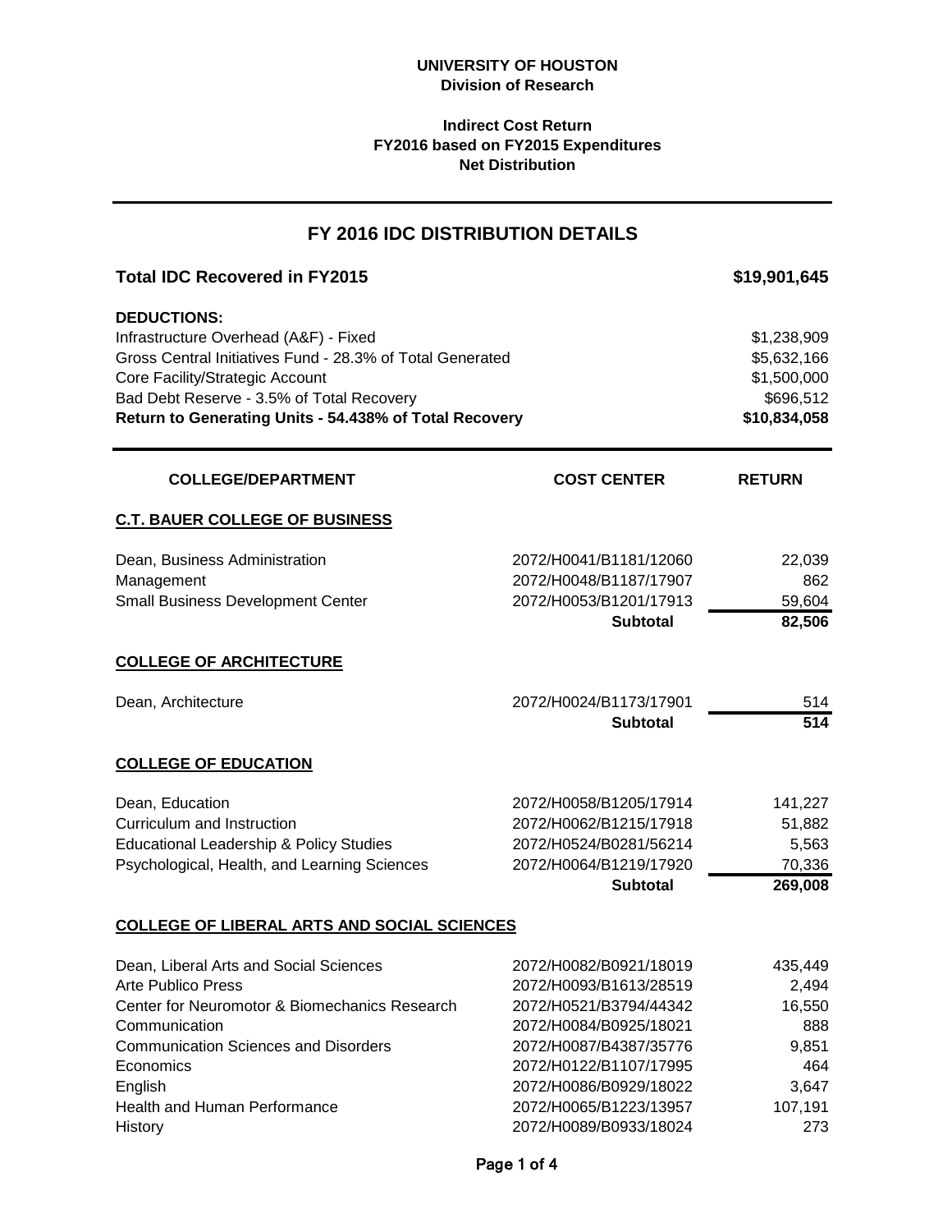**UNIVERSITY OF HOUSTON**
**Division of Research**

**Indirect Cost Return**
**FY2016 based on FY2015 Expenditures**
**Net Distribution**

## FY 2016 IDC DISTRIBUTION DETAILS

| | |
|---|---|
| **Total IDC Recovered in FY2015** | **$19,901,645** |
| **DEDUCTIONS:** | |
| Infrastructure Overhead (A&F) - Fixed | $1,238,909 |
| Gross Central Initiatives Fund - 28.3% of Total Generated | $5,632,166 |
| Core Facility/Strategic Account | $1,500,000 |
| Bad Debt Reserve - 3.5% of Total Recovery | $696,512 |
| **Return to Generating Units - 54.438% of Total Recovery** | **$10,834,058** |

| COLLEGE/DEPARTMENT | COST CENTER | RETURN |
|---|---|---|
| **C.T. BAUER COLLEGE OF BUSINESS** | | |
| Dean, Business Administration | 2072/H0041/B1181/12060 | 22,039 |
| Management | 2072/H0048/B1187/17907 | 862 |
| Small Business Development Center | 2072/H0053/B1201/17913 | 59,604 |
| | **Subtotal** | **82,506** |
| **COLLEGE OF ARCHITECTURE** | | |
| Dean, Architecture | 2072/H0024/B1173/17901 | 514 |
| | **Subtotal** | **514** |
| **COLLEGE OF EDUCATION** | | |
| Dean, Education | 2072/H0058/B1205/17914 | 141,227 |
| Curriculum and Instruction | 2072/H0062/B1215/17918 | 51,882 |
| Educational Leadership & Policy Studies | 2072/H0524/B0281/56214 | 5,563 |
| Psychological, Health, and Learning Sciences | 2072/H0064/B1219/17920 | 70,336 |
| | **Subtotal** | **269,008** |
| **COLLEGE OF LIBERAL ARTS AND SOCIAL SCIENCES** | | |
| Dean, Liberal Arts and Social Sciences | 2072/H0082/B0921/18019 | 435,449 |
| Arte Publico Press | 2072/H0093/B1613/28519 | 2,494 |
| Center for Neuromotor & Biomechanics Research | 2072/H0521/B3794/44342 | 16,550 |
| Communication | 2072/H0084/B0925/18021 | 888 |
| Communication Sciences and Disorders | 2072/H0087/B4387/35776 | 9,851 |
| Economics | 2072/H0122/B1107/17995 | 464 |
| English | 2072/H0086/B0929/18022 | 3,647 |
| Health and Human Performance | 2072/H0065/B1223/13957 | 107,191 |
| History | 2072/H0089/B0933/18024 | 273 |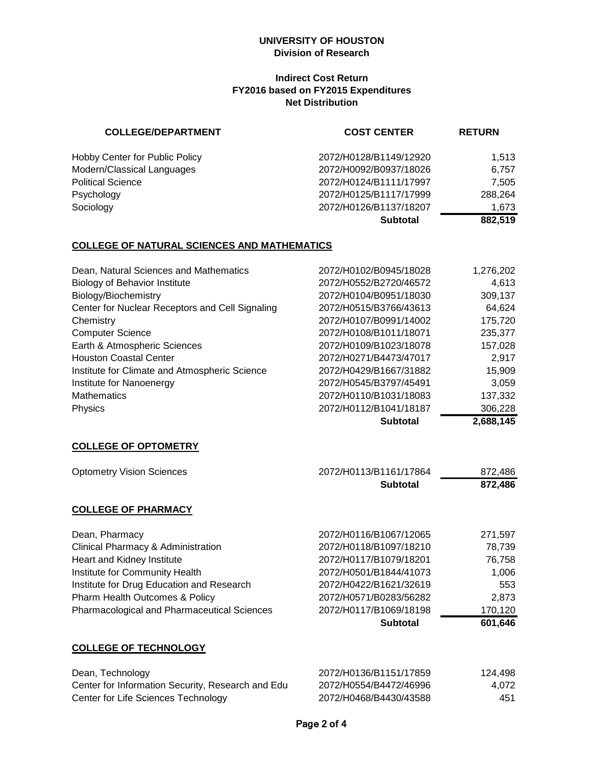**UNIVERSITY OF HOUSTON**
**Division of Research**

**Indirect Cost Return**
**FY2016 based on FY2015 Expenditures**
**Net Distribution**

| COLLEGE/DEPARTMENT | COST CENTER | RETURN |
|---|---|---|
| Hobby Center for Public Policy | 2072/H0128/B1149/12920 | 1,513 |
| Modern/Classical Languages | 2072/H0092/B0937/18026 | 6,757 |
| Political Science | 2072/H0124/B1111/17997 | 7,505 |
| Psychology | 2072/H0125/B1117/17999 | 288,264 |
| Sociology | 2072/H0126/B1137/18207 | 1,673 |
| | **Subtotal** | **882,519** |

## COLLEGE OF NATURAL SCIENCES AND MATHEMATICS

| COLLEGE/DEPARTMENT | COST CENTER | RETURN |
|---|---|---|
| Dean, Natural Sciences and Mathematics | 2072/H0102/B0945/18028 | 1,276,202 |
| Biology of Behavior Institute | 2072/H0552/B2720/46572 | 4,613 |
| Biology/Biochemistry | 2072/H0104/B0951/18030 | 309,137 |
| Center for Nuclear Receptors and Cell Signaling | 2072/H0515/B3766/43613 | 64,624 |
| Chemistry | 2072/H0107/B0991/14002 | 175,720 |
| Computer Science | 2072/H0108/B1011/18071 | 235,377 |
| Earth & Atmospheric Sciences | 2072/H0109/B1023/18078 | 157,028 |
| Houston Coastal Center | 2072/H0271/B4473/47017 | 2,917 |
| Institute for Climate and Atmospheric Science | 2072/H0429/B1667/31882 | 15,909 |
| Institute for Nanoenergy | 2072/H0545/B3797/45491 | 3,059 |
| Mathematics | 2072/H0110/B1031/18083 | 137,332 |
| Physics | 2072/H0112/B1041/18187 | 306,228 |
| | **Subtotal** | **2,688,145** |

## COLLEGE OF OPTOMETRY

| COLLEGE/DEPARTMENT | COST CENTER | RETURN |
|---|---|---|
| Optometry Vision Sciences | 2072/H0113/B1161/17864 | 872,486 |
| | **Subtotal** | **872,486** |

## COLLEGE OF PHARMACY

| COLLEGE/DEPARTMENT | COST CENTER | RETURN |
|---|---|---|
| Dean, Pharmacy | 2072/H0116/B1067/12065 | 271,597 |
| Clinical Pharmacy & Administration | 2072/H0118/B1097/18210 | 78,739 |
| Heart and Kidney Institute | 2072/H0117/B1079/18201 | 76,758 |
| Institute for Community Health | 2072/H0501/B1844/41073 | 1,006 |
| Institute for Drug Education and Research | 2072/H0422/B1621/32619 | 553 |
| Pharm Health Outcomes & Policy | 2072/H0571/B0283/56282 | 2,873 |
| Pharmacological and Pharmaceutical Sciences | 2072/H0117/B1069/18198 | 170,120 |
| | **Subtotal** | **601,646** |

## COLLEGE OF TECHNOLOGY

| COLLEGE/DEPARTMENT | COST CENTER | RETURN |
|---|---|---|
| Dean, Technology | 2072/H0136/B1151/17859 | 124,498 |
| Center for Information Security, Research and Edu | 2072/H0554/B4472/46996 | 4,072 |
| Center for Life Sciences Technology | 2072/H0468/B4430/43588 | 451 |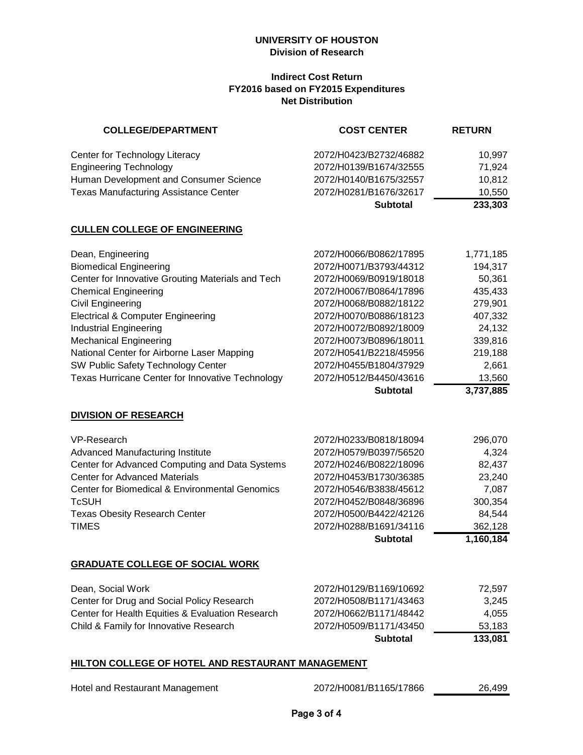**UNIVERSITY OF HOUSTON**
**Division of Research**

**Indirect Cost Return**
**FY2016 based on FY2015 Expenditures**
**Net Distribution**

| COLLEGE/DEPARTMENT | COST CENTER | RETURN |
|---|---|---|
| Center for Technology Literacy | 2072/H0423/B2732/46882 | 10,997 |
| Engineering Technology | 2072/H0139/B1674/32555 | 71,924 |
| Human Development and Consumer Science | 2072/H0140/B1675/32557 | 10,812 |
| Texas Manufacturing Assistance Center | 2072/H0281/B1676/32617 | 10,550 |
| | **Subtotal** | **233,303** |

## CULLEN COLLEGE OF ENGINEERING

| COLLEGE/DEPARTMENT | COST CENTER | RETURN |
|---|---|---|
| Dean, Engineering | 2072/H0066/B0862/17895 | 1,771,185 |
| Biomedical Engineering | 2072/H0071/B3793/44312 | 194,317 |
| Center for Innovative Grouting Materials and Tech | 2072/H0069/B0919/18018 | 50,361 |
| Chemical Engineering | 2072/H0067/B0864/17896 | 435,433 |
| Civil Engineering | 2072/H0068/B0882/18122 | 279,901 |
| Electrical & Computer Engineering | 2072/H0070/B0886/18123 | 407,332 |
| Industrial Engineering | 2072/H0072/B0892/18009 | 24,132 |
| Mechanical Engineering | 2072/H0073/B0896/18011 | 339,816 |
| National Center for Airborne Laser Mapping | 2072/H0541/B2218/45956 | 219,188 |
| SW Public Safety Technology Center | 2072/H0455/B1804/37929 | 2,661 |
| Texas Hurricane Center for Innovative Technology | 2072/H0512/B4450/43616 | 13,560 |
| | **Subtotal** | **3,737,885** |

## DIVISION OF RESEARCH

| COLLEGE/DEPARTMENT | COST CENTER | RETURN |
|---|---|---|
| VP-Research | 2072/H0233/B0818/18094 | 296,070 |
| Advanced Manufacturing Institute | 2072/H0579/B0397/56520 | 4,324 |
| Center for Advanced Computing and Data Systems | 2072/H0246/B0822/18096 | 82,437 |
| Center for Advanced Materials | 2072/H0453/B1730/36385 | 23,240 |
| Center for Biomedical & Environmental Genomics | 2072/H0546/B3838/45612 | 7,087 |
| TcSUH | 2072/H0452/B0848/36896 | 300,354 |
| Texas Obesity Research Center | 2072/H0500/B4422/42126 | 84,544 |
| TIMES | 2072/H0288/B1691/34116 | 362,128 |
| | **Subtotal** | **1,160,184** |

## GRADUATE COLLEGE OF SOCIAL WORK

| COLLEGE/DEPARTMENT | COST CENTER | RETURN |
|---|---|---|
| Dean, Social Work | 2072/H0129/B1169/10692 | 72,597 |
| Center for Drug and Social Policy Research | 2072/H0508/B1171/43463 | 3,245 |
| Center for Health Equities & Evaluation Research | 2072/H0662/B1171/48442 | 4,055 |
| Child & Family for Innovative Research | 2072/H0509/B1171/43450 | 53,183 |
| | **Subtotal** | **133,081** |

## HILTON COLLEGE OF HOTEL AND RESTAURANT MANAGEMENT

| COLLEGE/DEPARTMENT | COST CENTER | RETURN |
|---|---|---|
| Hotel and Restaurant Management | 2072/H0081/B1165/17866 | 26,499 |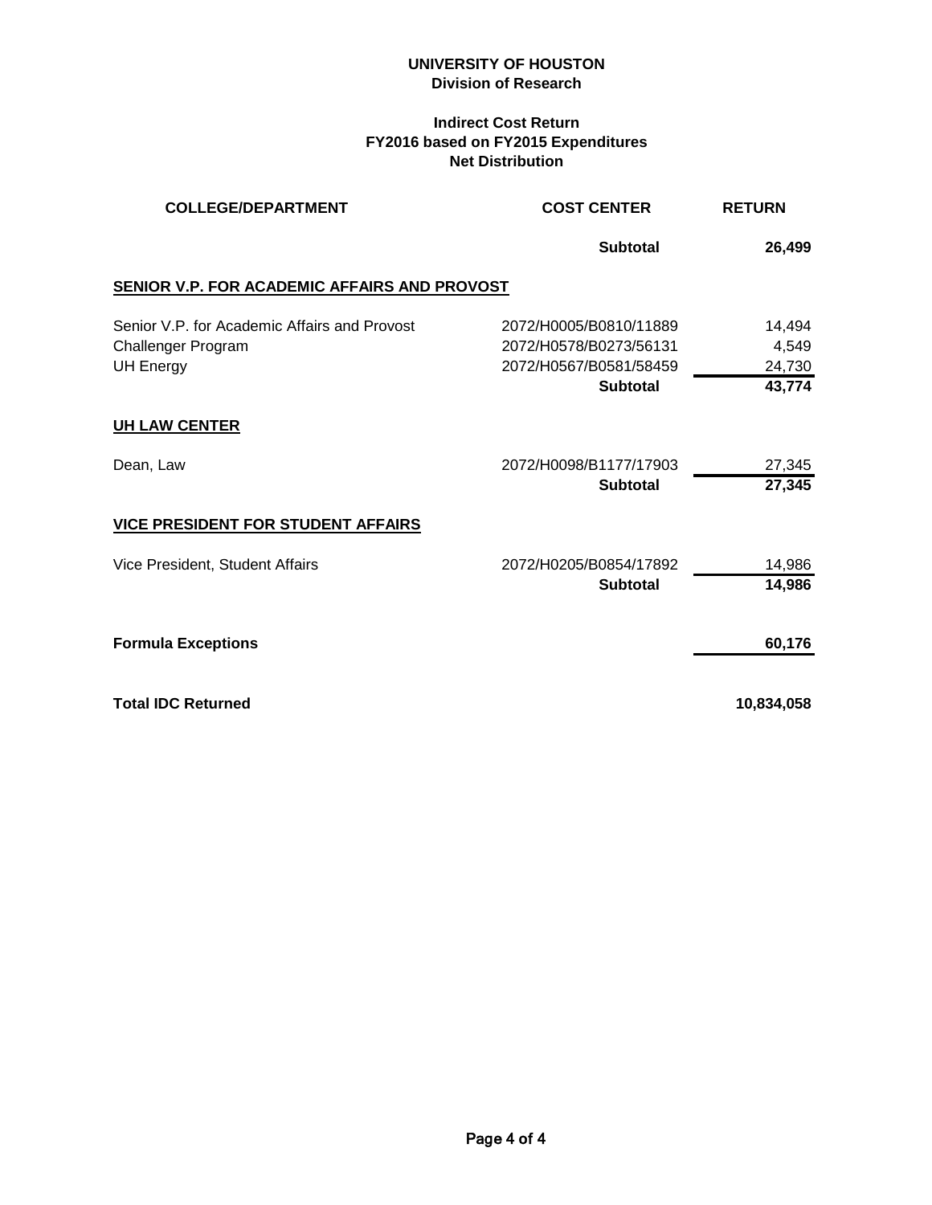**UNIVERSITY OF HOUSTON**
**Division of Research**

**Indirect Cost Return**
**FY2016 based on FY2015 Expenditures**
**Net Distribution**

| COLLEGE/DEPARTMENT | COST CENTER | RETURN |
|---|---|---|
| | **Subtotal** | **26,499** |
| **SENIOR V.P. FOR ACADEMIC AFFAIRS AND PROVOST** | | |
| Senior V.P. for Academic Affairs and Provost | 2072/H0005/B0810/11889 | 14,494 |
| Challenger Program | 2072/H0578/B0273/56131 | 4,549 |
| UH Energy | 2072/H0567/B0581/58459 | 24,730 |
| | **Subtotal** | **43,774** |
| **UH LAW CENTER** | | |
| Dean, Law | 2072/H0098/B1177/17903 | 27,345 |
| | **Subtotal** | **27,345** |
| **VICE PRESIDENT FOR STUDENT AFFAIRS** | | |
| Vice President, Student Affairs | 2072/H0205/B0854/17892 | 14,986 |
| | **Subtotal** | **14,986** |
| **Formula Exceptions** | | **60,176** |
| **Total IDC Returned** | | **10,834,058** |